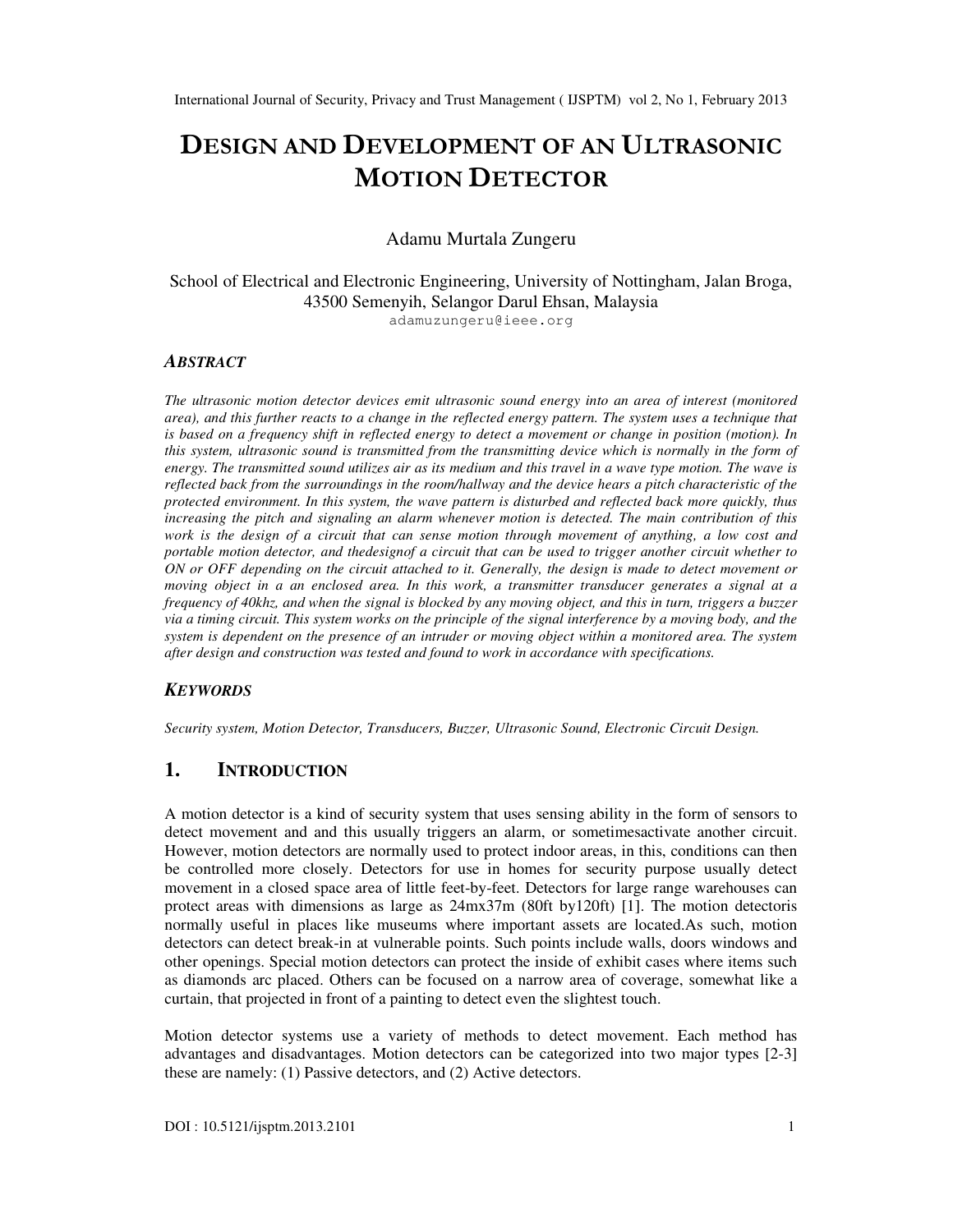# DESIGN AND DEVELOPMENT OF AN ULTRASONIC MOTION DETECTOR

Adamu Murtala Zungeru

School of Electrical and Electronic Engineering, University of Nottingham, Jalan Broga, 43500 Semenyih, Selangor Darul Ehsan, Malaysia
adamuzungeru@ieee.org

## ABSTRACT

*The ultrasonic motion detector devices emit ultrasonic sound energy into an area of interest (monitored area), and this further reacts to a change in the reflected energy pattern. The system uses a technique that is based on a frequency shift in reflected energy to detect a movement or change in position (motion). In this system, ultrasonic sound is transmitted from the transmitting device which is normally in the form of energy. The transmitted sound utilizes air as its medium and this travel in a wave type motion. The wave is reflected back from the surroundings in the room/hallway and the device hears a pitch characteristic of the protected environment. In this system, the wave pattern is disturbed and reflected back more quickly, thus increasing the pitch and signaling an alarm whenever motion is detected. The main contribution of this work is the design of a circuit that can sense motion through movement of anything, a low cost and portable motion detector, and thedesignof a circuit that can be used to trigger another circuit whether to ON or OFF depending on the circuit attached to it. Generally, the design is made to detect movement or moving object in a an enclosed area. In this work, a transmitter transducer generates a signal at a frequency of 40khz, and when the signal is blocked by any moving object, and this in turn, triggers a buzzer via a timing circuit. This system works on the principle of the signal interference by a moving body, and the system is dependent on the presence of an intruder or moving object within a monitored area. The system after design and construction was tested and found to work in accordance with specifications.*

## KEYWORDS

*Security system, Motion Detector, Transducers, Buzzer, Ultrasonic Sound, Electronic Circuit Design.*

## 1. INTRODUCTION

A motion detector is a kind of security system that uses sensing ability in the form of sensors to detect movement and and this usually triggers an alarm, or sometimesactivate another circuit. However, motion detectors are normally used to protect indoor areas, in this, conditions can then be controlled more closely. Detectors for use in homes for security purpose usually detect movement in a closed space area of little feet-by-feet. Detectors for large range warehouses can protect areas with dimensions as large as 24mx37m (80ft by120ft) [1]. The motion detectoris normally useful in places like museums where important assets are located.As such, motion detectors can detect break-in at vulnerable points. Such points include walls, doors windows and other openings. Special motion detectors can protect the inside of exhibit cases where items such as diamonds arc placed. Others can be focused on a narrow area of coverage, somewhat like a curtain, that projected in front of a painting to detect even the slightest touch.

Motion detector systems use a variety of methods to detect movement. Each method has advantages and disadvantages. Motion detectors can be categorized into two major types [2-3] these are namely: (1) Passive detectors, and (2) Active detectors.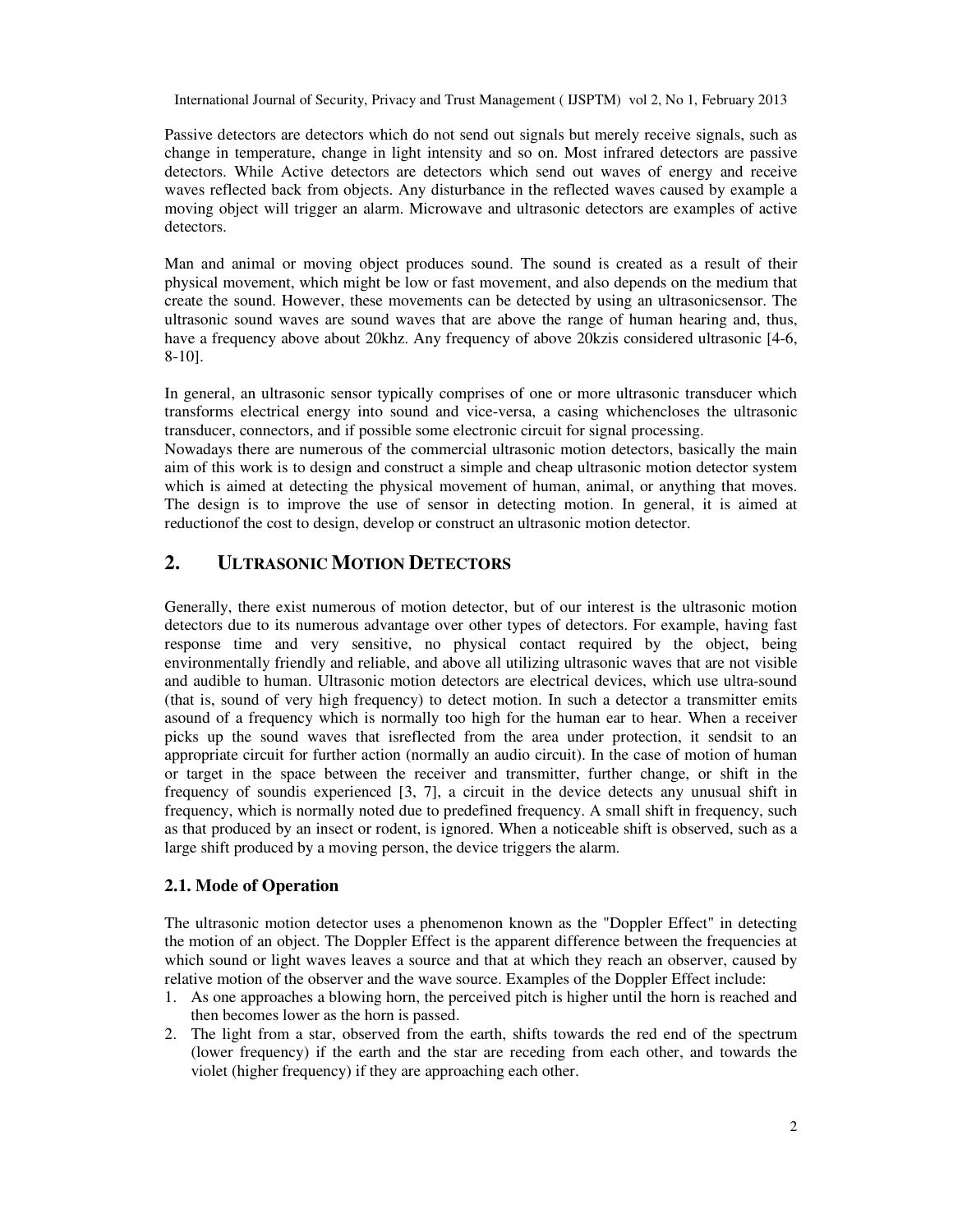Passive detectors are detectors which do not send out signals but merely receive signals, such as change in temperature, change in light intensity and so on. Most infrared detectors are passive detectors. While Active detectors are detectors which send out waves of energy and receive waves reflected back from objects. Any disturbance in the reflected waves caused by example a moving object will trigger an alarm. Microwave and ultrasonic detectors are examples of active detectors.

Man and animal or moving object produces sound. The sound is created as a result of their physical movement, which might be low or fast movement, and also depends on the medium that create the sound. However, these movements can be detected by using an ultrasonicsensor. The ultrasonic sound waves are sound waves that are above the range of human hearing and, thus, have a frequency above about 20khz. Any frequency of above 20kzis considered ultrasonic [4-6, 8-10].

In general, an ultrasonic sensor typically comprises of one or more ultrasonic transducer which transforms electrical energy into sound and vice-versa, a casing whichencloses the ultrasonic transducer, connectors, and if possible some electronic circuit for signal processing.
Nowadays there are numerous of the commercial ultrasonic motion detectors, basically the main aim of this work is to design and construct a simple and cheap ultrasonic motion detector system which is aimed at detecting the physical movement of human, animal, or anything that moves. The design is to improve the use of sensor in detecting motion. In general, it is aimed at reductionof the cost to design, develop or construct an ultrasonic motion detector.

## 2. Ultrasonic Motion Detectors

Generally, there exist numerous of motion detector, but of our interest is the ultrasonic motion detectors due to its numerous advantage over other types of detectors. For example, having fast response time and very sensitive, no physical contact required by the object, being environmentally friendly and reliable, and above all utilizing ultrasonic waves that are not visible and audible to human. Ultrasonic motion detectors are electrical devices, which use ultra-sound (that is, sound of very high frequency) to detect motion. In such a detector a transmitter emits asound of a frequency which is normally too high for the human ear to hear. When a receiver picks up the sound waves that isreflected from the area under protection, it sendsit to an appropriate circuit for further action (normally an audio circuit). In the case of motion of human or target in the space between the receiver and transmitter, further change, or shift in the frequency of soundis experienced [3, 7], a circuit in the device detects any unusual shift in frequency, which is normally noted due to predefined frequency. A small shift in frequency, such as that produced by an insect or rodent, is ignored. When a noticeable shift is observed, such as a large shift produced by a moving person, the device triggers the alarm.

### 2.1. Mode of Operation

The ultrasonic motion detector uses a phenomenon known as the "Doppler Effect" in detecting the motion of an object. The Doppler Effect is the apparent difference between the frequencies at which sound or light waves leaves a source and that at which they reach an observer, caused by relative motion of the observer and the wave source. Examples of the Doppler Effect include:

1. As one approaches a blowing horn, the perceived pitch is higher until the horn is reached and then becomes lower as the horn is passed.
2. The light from a star, observed from the earth, shifts towards the red end of the spectrum (lower frequency) if the earth and the star are receding from each other, and towards the violet (higher frequency) if they are approaching each other.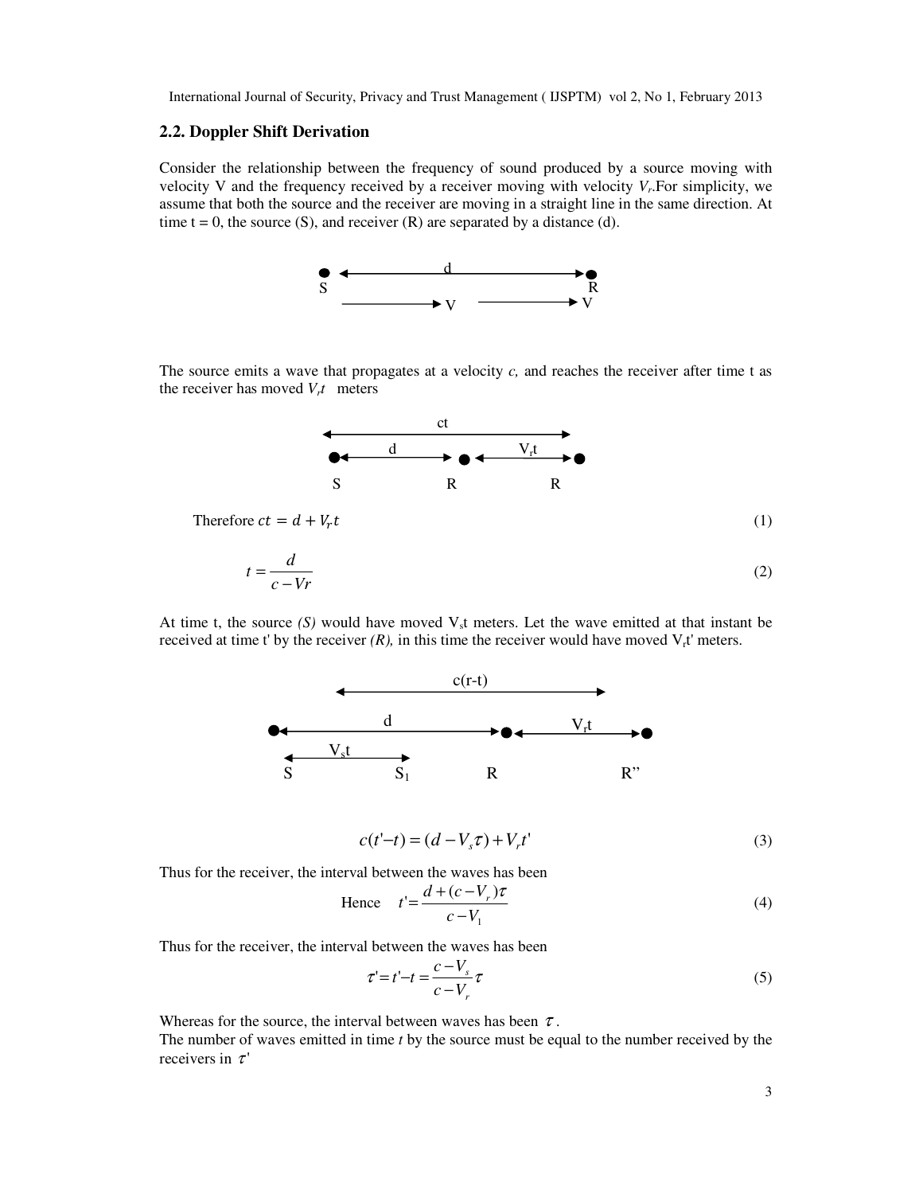## 2.2. Doppler Shift Derivation

Consider the relationship between the frequency of sound produced by a source moving with velocity V and the frequency received by a receiver moving with velocity $V_r$.For simplicity, we assume that both the source and the receiver are moving in a straight line in the same direction. At time t = 0, the source (S), and receiver (R) are separated by a distance (d).

The source emits a wave that propagates at a velocity *c,* and reaches the receiver after time t as the receiver has moved $V_r t$ meters

Therefore $ct = d + V_r t$ (1)

$$t = \frac{d}{c - Vr} \tag{2}$$

At time t, the source *(S)* would have moved $V_s t$ meters. Let the wave emitted at that instant be received at time t' by the receiver *(R),* in this time the receiver would have moved $V_r t'$ meters.

$$c(t' - t) = (d - V_s \tau) + V_r t' \tag{3}$$

Thus for the receiver, the interval between the waves has been

$$\text{Hence} \quad t' = \frac{d + (c - V_r)\tau}{c - V_1} \tag{4}$$

Thus for the receiver, the interval between the waves has been

$$\tau' = t' - t = \frac{c - V_s}{c - V_r}\tau \tag{5}$$

Whereas for the source, the interval between waves has been $\tau$.

The number of waves emitted in time *t* by the source must be equal to the number received by the receivers in $\tau'$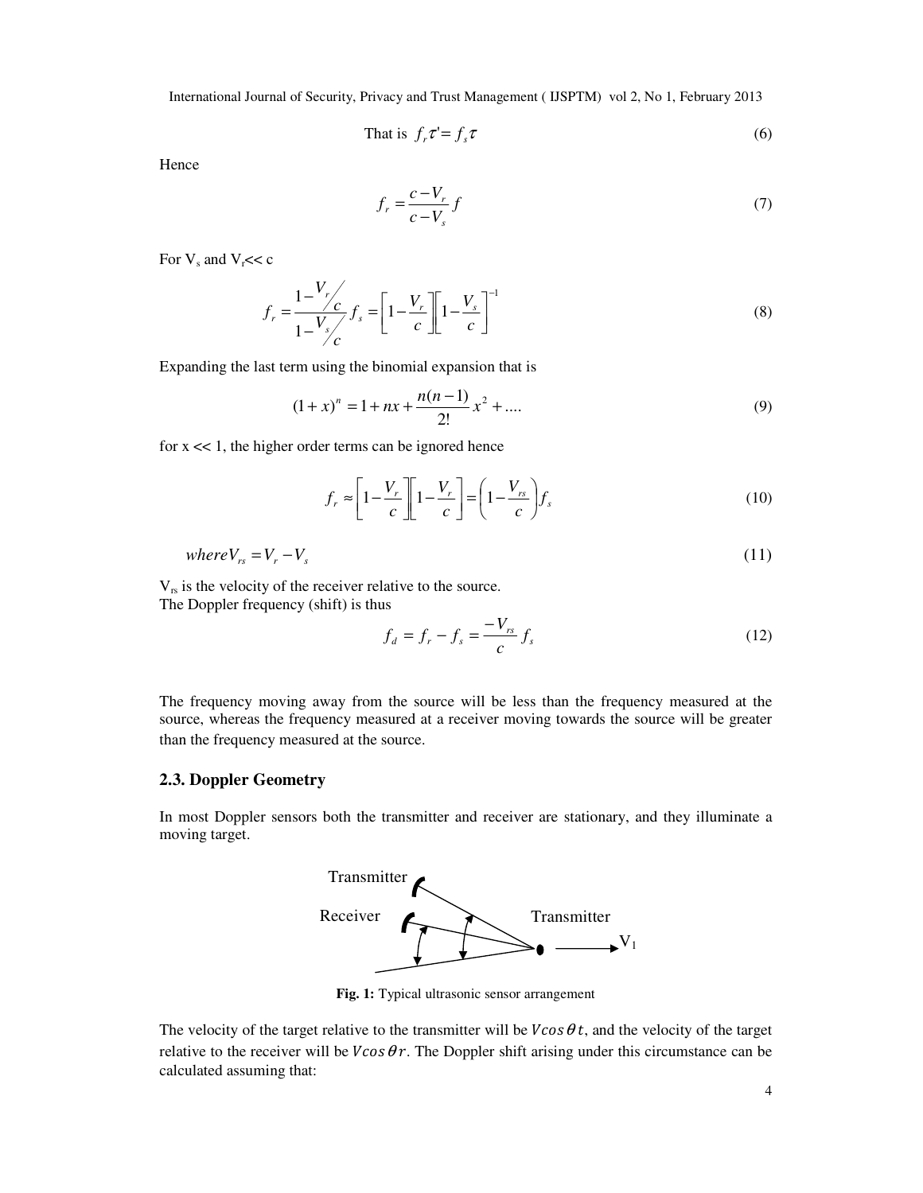$$\text{That is } f_r \tau' = f_s \tau \tag{6}$$

Hence

$$f_r = \frac{c - V_r}{c - V_s} f \tag{7}$$

For $V_s$ and $V_r$<< c

$$f_r = \frac{1 - V_r/c}{1 - V_s/c} f_s = \left[1 - \frac{V_r}{c}\right]\left[1 - \frac{V_s}{c}\right]^{-1} \tag{8}$$

Expanding the last term using the binomial expansion that is

$$(1 + x)^n = 1 + nx + \frac{n(n-1)}{2!} x^2 + .... \tag{9}$$

for x << 1, the higher order terms can be ignored hence

$$f_r \approx \left[1 - \frac{V_r}{c}\right]\left[1 - \frac{V_r}{c}\right] = \left(1 - \frac{V_{rs}}{c}\right) f_s \tag{10}$$

$$where V_{rs} = V_r - V_s \tag{11}$$

$V_{rs}$ is the velocity of the receiver relative to the source.
The Doppler frequency (shift) is thus

$$f_d = f_r - f_s = \frac{-V_{rs}}{c} f_s \tag{12}$$

The frequency moving away from the source will be less than the frequency measured at the source, whereas the frequency measured at a receiver moving towards the source will be greater than the frequency measured at the source.

## 2.3. Doppler Geometry

In most Doppler sensors both the transmitter and receiver are stationary, and they illuminate a moving target.

Transmitter

Receiver

Transmitter

$V_1$

**Fig. 1:** Typical ultrasonic sensor arrangement

The velocity of the target relative to the transmitter will be $V\cos\theta t$, and the velocity of the target relative to the receiver will be $V\cos\theta r$. The Doppler shift arising under this circumstance can be calculated assuming that: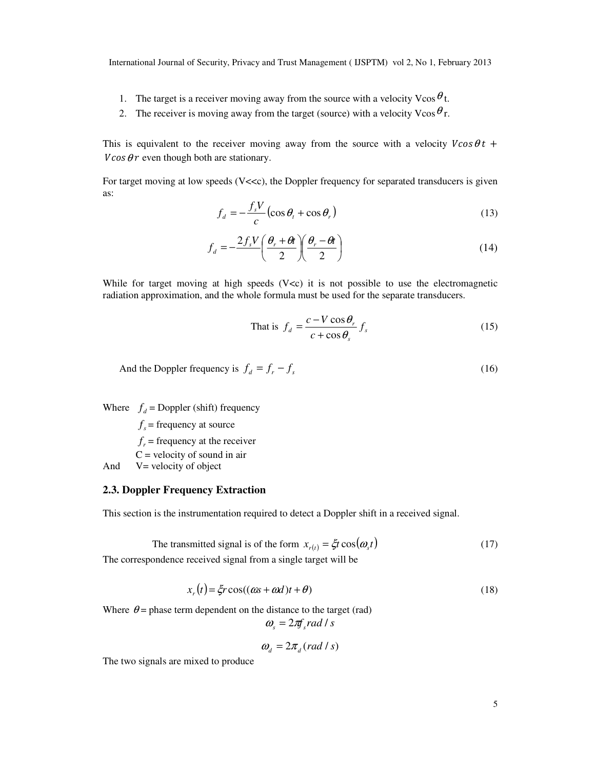1. The target is a receiver moving away from the source with a velocity V$\cos\theta$t.
2. The receiver is moving away from the target (source) with a velocity V$\cos\theta$r.

This is equivalent to the receiver moving away from the source with a velocity $V\cos\theta t + V\cos\theta r$ even though both are stationary.

For target moving at low speeds (V<<c), the Doppler frequency for separated transducers is given as:

$$f_d = -\frac{f_s V}{c}\left(\cos\theta_t + \cos\theta_r\right) \tag{13}$$

$$f_d = -\frac{2 f_s V}{c}\left(\frac{\theta_r + \theta t}{2}\right)\left(\frac{\theta_r - \theta t}{2}\right) \tag{14}$$

While for target moving at high speeds (V<c) it is not possible to use the electromagnetic radiation approximation, and the whole formula must be used for the separate transducers.

$$\text{That is } f_d = \frac{c - V\cos\theta_r}{c + \cos\theta_s} f_s \tag{15}$$

$$\text{And the Doppler frequency is } f_d = f_r - f_s \tag{16}$$

Where $f_d$ = Doppler (shift) frequency

$f_s$ = frequency at source

$f_r$ = frequency at the receiver

C = velocity of sound in air

And V= velocity of object

### 2.3. Doppler Frequency Extraction

This section is the instrumentation required to detect a Doppler shift in a received signal.

$$\text{The transmitted signal is of the form } x_{r(t)} = \xi t\cos(\omega_s t) \tag{17}$$

The correspondence received signal from a single target will be

$$x_r(t) = \xi r\cos((\omega s + \omega d)t + \theta) \tag{18}$$

Where $\theta$ = phase term dependent on the distance to the target (rad)

$$\omega_s = 2\pi f_s\, rad/s$$

$$\omega_d = 2\pi_d\,(rad/s)$$

The two signals are mixed to produce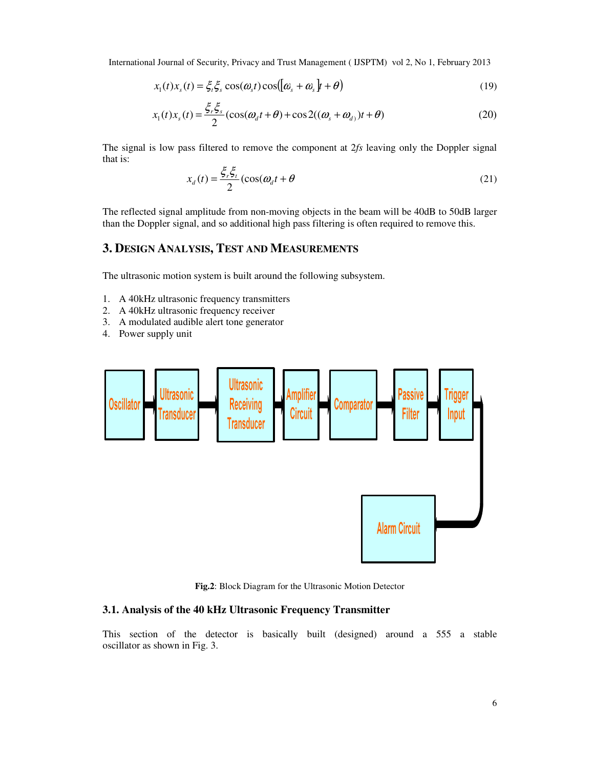$$x_1(t)x_s(t) = \xi_t\xi_s \cos(\omega_s t)\cos([\omega_s + \omega_s]t + \theta) \tag{19}$$

$$x_1(t)x_s(t) = \frac{\xi_r\xi_s}{2}(\cos(\omega_d t + \theta) + \cos 2((\omega_s + \omega_{d)})t + \theta) \tag{20}$$

The signal is low pass filtered to remove the component at 2*fs* leaving only the Doppler signal that is:

$$x_d(t) = \frac{\xi_r\xi_t}{2}(\cos(\omega_d t + \theta \tag{21}$$

The reflected signal amplitude from non-moving objects in the beam will be 40dB to 50dB larger than the Doppler signal, and so additional high pass filtering is often required to remove this.

## 3. Design Analysis, Test and Measurements

The ultrasonic motion system is built around the following subsystem.

1. A 40kHz ultrasonic frequency transmitters
2. A 40kHz ultrasonic frequency receiver
3. A modulated audible alert tone generator
4. Power supply unit

Oscillator → Ultrasonic Transducer → Ultrasonic Receiving Transducer → Amplifier Circuit → Comparator → Passive Filter → Trigger Input → Alarm Circuit

**Fig.2**: Block Diagram for the Ultrasonic Motion Detector

### 3.1. Analysis of the 40 kHz Ultrasonic Frequency Transmitter

This section of the detector is basically built (designed) around a 555 a stable oscillator as shown in Fig. 3.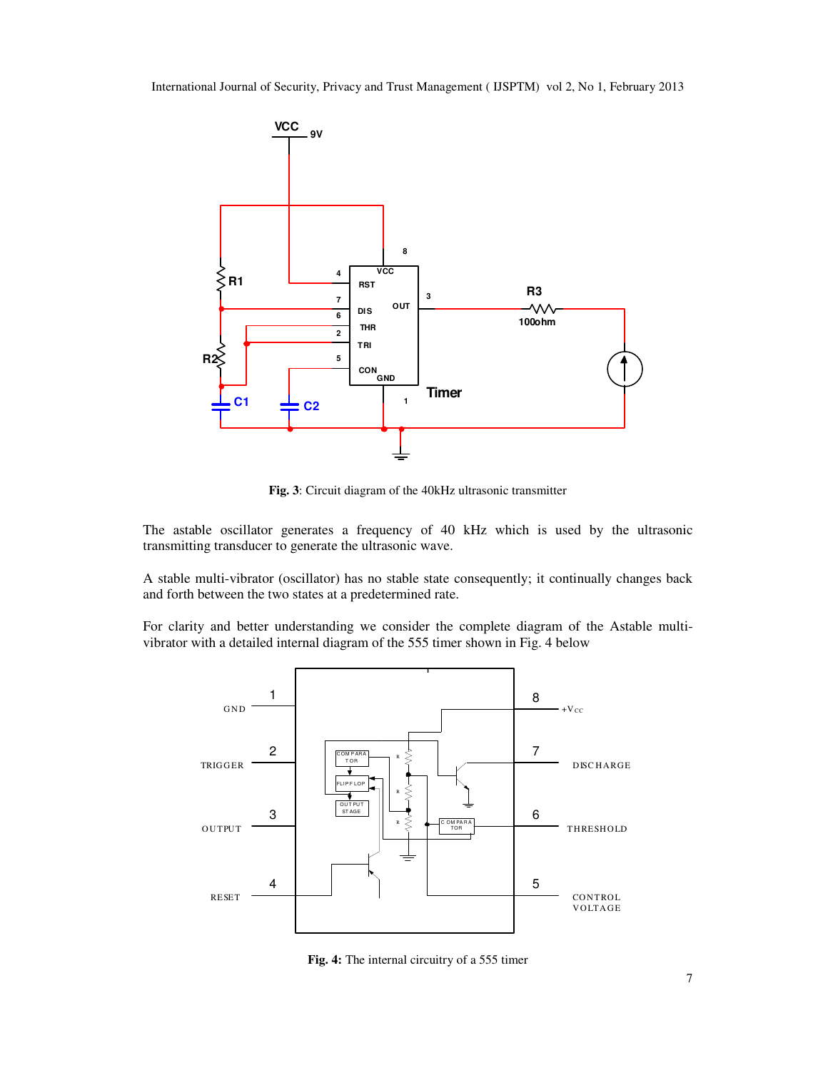**Fig. 3**: Circuit diagram of the 40kHz ultrasonic transmitter

The astable oscillator generates a frequency of 40 kHz which is used by the ultrasonic transmitting transducer to generate the ultrasonic wave.

A stable multi-vibrator (oscillator) has no stable state consequently; it continually changes back and forth between the two states at a predetermined rate.

For clarity and better understanding we consider the complete diagram of the Astable multi-vibrator with a detailed internal diagram of the 555 timer shown in Fig. 4 below

**Fig. 4:** The internal circuitry of a 555 timer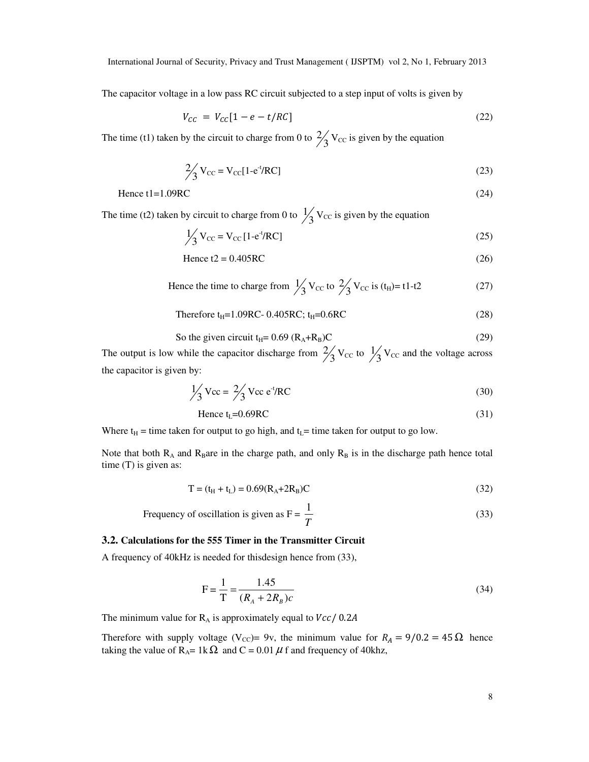The capacitor voltage in a low pass RC circuit subjected to a step input of volts is given by

$$V_{CC} = V_{CC}[1 - e - t/RC] \tag{22}$$

The time (t1) taken by the circuit to charge from 0 to $\frac{2}{3}V_{CC}$ is given by the equation

$$\frac{2}{3}V_{CC} = V_{CC}[1\text{-}e^{-t}/RC] \tag{23}$$

Hence t1=1.09RC (24)

The time (t2) taken by circuit to charge from 0 to $\frac{1}{3}V_{CC}$ is given by the equation

$$\frac{1}{3}V_{CC} = V_{CC}[1\text{-}e^{-t}/RC] \tag{25}$$

Hence t2 = 0.405RC (26)

Hence the time to charge from $\frac{1}{3}V_{CC}$ to $\frac{2}{3}V_{CC}$ is $(t_H)$= t1-t2 (27)

Therefore $t_H$=1.09RC- 0.405RC; $t_H$=0.6RC (28)

So the given circuit $t_H = 0.69\,(R_A+R_B)C$ (29)

The output is low while the capacitor discharge from $\frac{2}{3}V_{CC}$ to $\frac{1}{3}V_{CC}$ and the voltage across the capacitor is given by:

$$\frac{1}{3}V_{cc} = \frac{2}{3}V_{cc}\, e^{-t}/RC \tag{30}$$

Hence $t_L$=0.69RC (31)

Where $t_H$ = time taken for output to go high, and $t_L$= time taken for output to go low.

Note that both $R_A$ and $R_B$are in the charge path, and only $R_B$ is in the discharge path hence total time (T) is given as:

$$T = (t_H + t_L) = 0.69(R_A+2R_B)C \tag{32}$$

Frequency of oscillation is given as $F = \frac{1}{T}$ (33)

### 3.2. Calculations for the 555 Timer in the Transmitter Circuit

A frequency of 40kHz is needed for thisdesign hence from (33),

$$F = \frac{1}{T} = \frac{1.45}{(R_A + 2R_B)c} \tag{34}$$

The minimum value for $R_A$ is approximately equal to $Vcc/\,0.2A$

Therefore with supply voltage ($V_{CC}$)= 9v, the minimum value for $R_A = 9/0.2 = 45\,\Omega$ hence taking the value of $R_A$= 1k$\Omega$ and C = 0.01 $\mu$f and frequency of 40khz,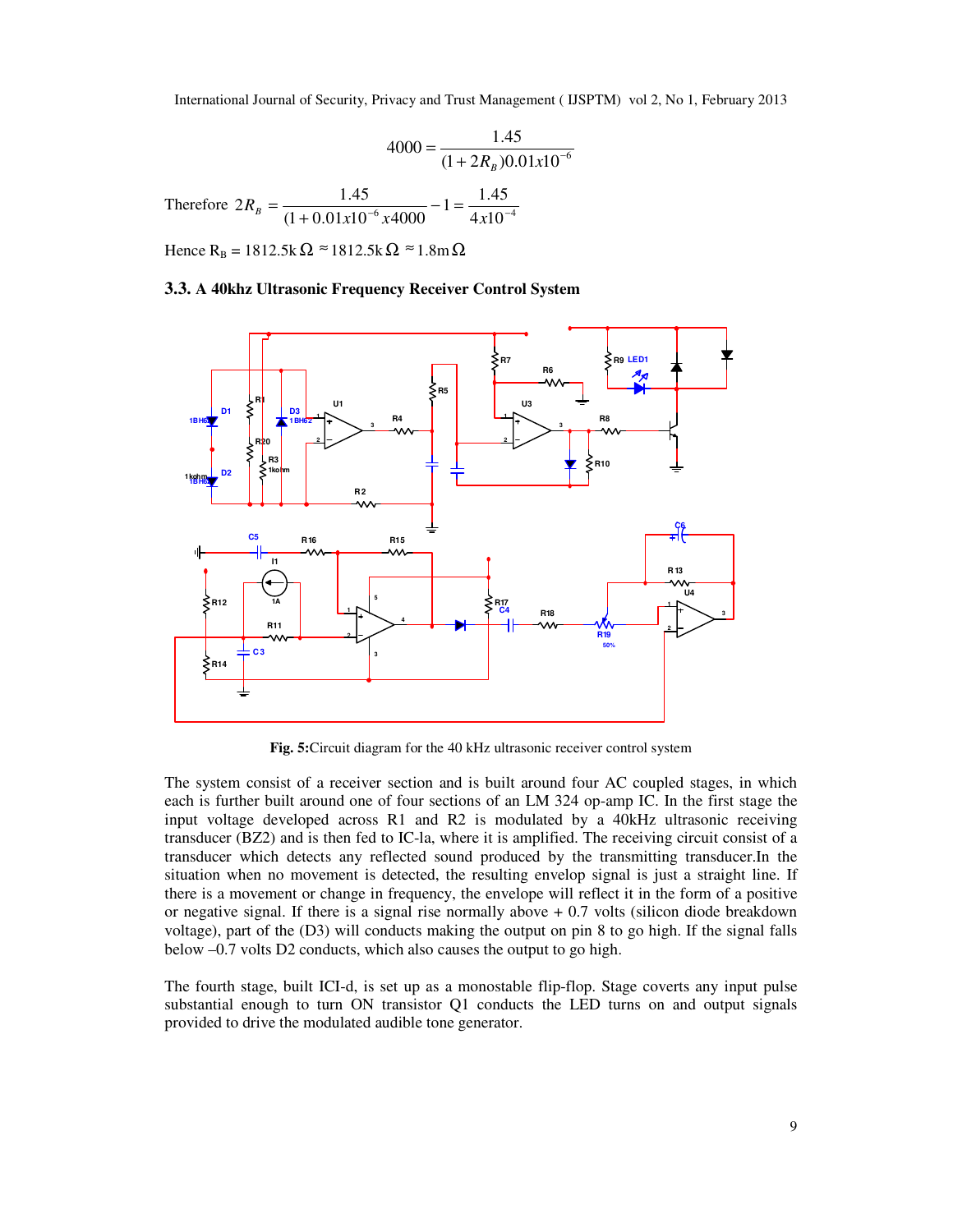$$4000 = \frac{1.45}{(1+2R_B)0.01x10^{-6}}$$

Therefore $2R_B = \frac{1.45}{(1+0.01x10^{-6}x4000} - 1 = \frac{1.45}{4x10^{-4}}$

Hence $R_B$ = 1812.5k$\Omega$ ≈1812.5k$\Omega$ ≈1.8m$\Omega$

### 3.3. A 40khz Ultrasonic Frequency Receiver Control System

**Fig. 5:**Circuit diagram for the 40 kHz ultrasonic receiver control system

The system consist of a receiver section and is built around four AC coupled stages, in which each is further built around one of four sections of an LM 324 op-amp IC. In the first stage the input voltage developed across R1 and R2 is modulated by a 40kHz ultrasonic receiving transducer (BZ2) and is then fed to IC-la, where it is amplified. The receiving circuit consist of a transducer which detects any reflected sound produced by the transmitting transducer.In the situation when no movement is detected, the resulting envelope signal is just a straight line. If there is a movement or change in frequency, the envelope will reflect it in the form of a positive or negative signal. If there is a signal rise normally above + 0.7 volts (silicon diode breakdown voltage), part of the (D3) will conducts making the output on pin 8 to go high. If the signal falls below –0.7 volts D2 conducts, which also causes the output to go high.

The fourth stage, built ICI-d, is set up as a monostable flip-flop. Stage coverts any input pulse substantial enough to turn ON transistor Q1 conducts the LED turns on and output signals provided to drive the modulated audible tone generator.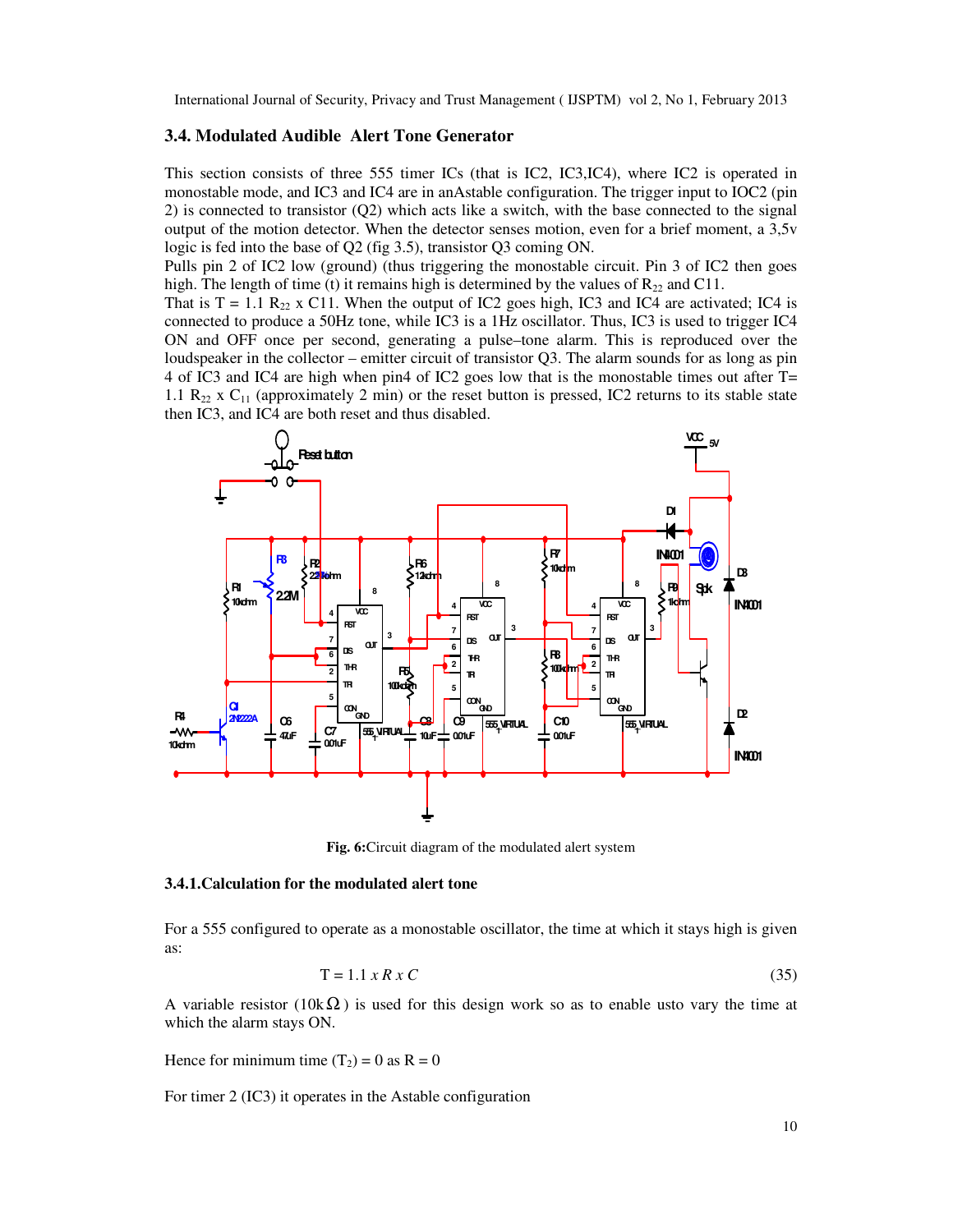### 3.4. Modulated Audible Alert Tone Generator

This section consists of three 555 timer ICs (that is IC2, IC3,IC4), where IC2 is operated in monostable mode, and IC3 and IC4 are in anAstable configuration. The trigger input to IOC2 (pin 2) is connected to transistor (Q2) which acts like a switch, with the base connected to the signal output of the motion detector. When the detector senses motion, even for a brief moment, a 3,5v logic is fed into the base of Q2 (fig 3.5), transistor Q3 coming ON.

Pulls pin 2 of IC2 low (ground) (thus triggering the monostable circuit. Pin 3 of IC2 then goes high. The length of time (t) it remains high is determined by the values of $R_{22}$ and C11.

That is T = 1.1 $R_{22}$ x C11. When the output of IC2 goes high, IC3 and IC4 are activated; IC4 is connected to produce a 50Hz tone, while IC3 is a 1Hz oscillator. Thus, IC3 is used to trigger IC4 ON and OFF once per second, generating a pulse–tone alarm. This is reproduced over the loudspeaker in the collector – emitter circuit of transistor Q3. The alarm sounds for as long as pin 4 of IC3 and IC4 are high when pin4 of IC2 goes low that is the monostable times out after T= 1.1 $R_{22}$ x $C_{11}$ (approximately 2 min) or the reset button is pressed, IC2 returns to its stable state then IC3, and IC4 are both reset and thus disabled.

**Fig. 6:**Circuit diagram of the modulated alert system

#### 3.4.1.Calculation for the modulated alert tone

For a 555 configured to operate as a monostable oscillator, the time at which it stays high is given as:

$$T = 1.1 \, x \, R \, x \, C \tag{35}$$

A variable resistor (10kΩ) is used for this design work so as to enable usto vary the time at which the alarm stays ON.

Hence for minimum time ($T_2$) = 0 as R = 0

For timer 2 (IC3) it operates in the Astable configuration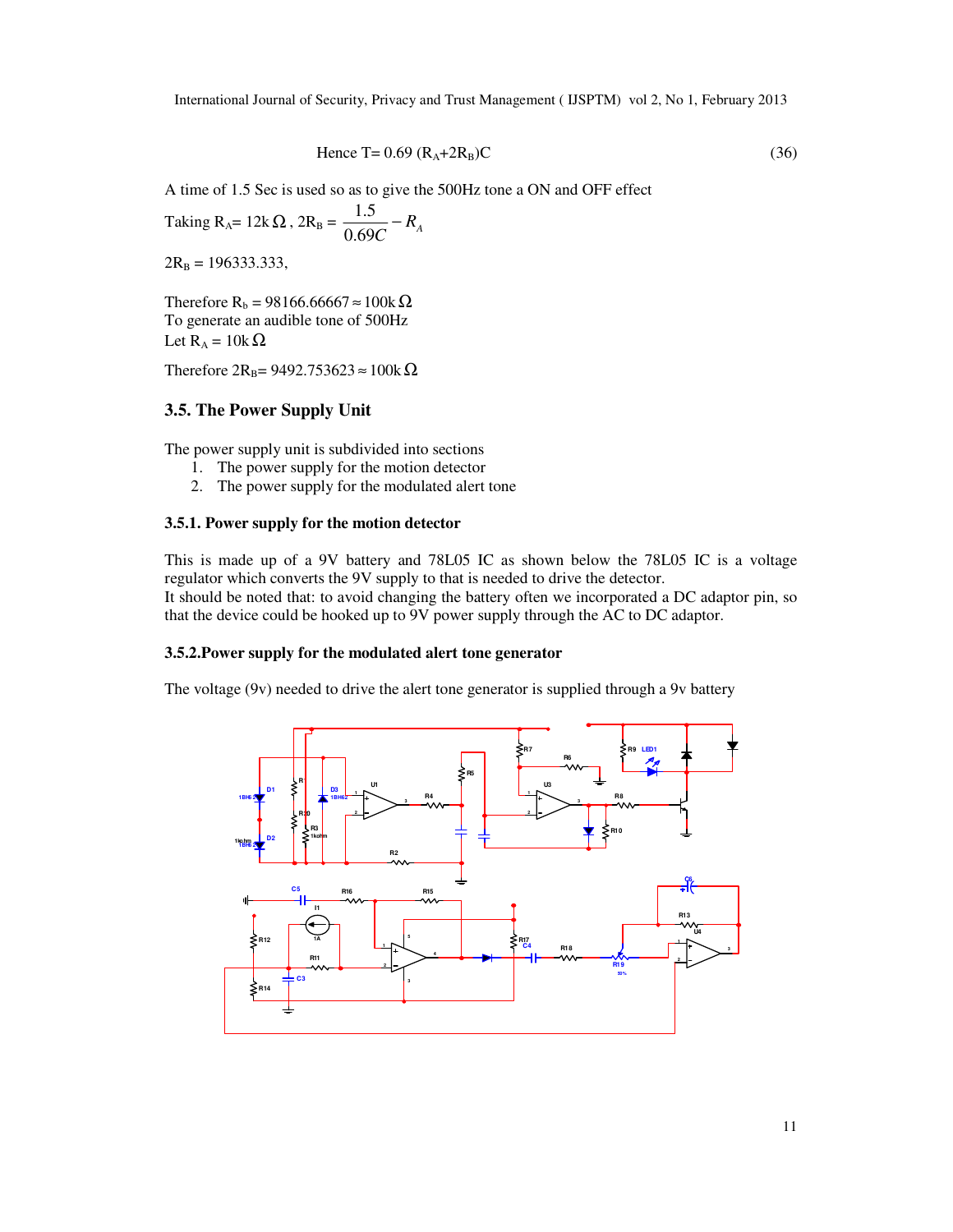$$\text{Hence } T = 0.69\,(R_A + 2R_B)C \tag{36}$$

A time of 1.5 Sec is used so as to give the 500Hz tone a ON and OFF effect

Taking $R_A = 12k\,\Omega$, $2R_B = \dfrac{1.5}{0.69C} - R_A$

$2R_B = 196333.333,$

Therefore $R_b = 98166.66667 \approx 100k\,\Omega$

To generate an audible tone of 500Hz

Let $R_A = 10k\,\Omega$

Therefore $2R_B = 9492.753623 \approx 100k\,\Omega$

## 3.5. The Power Supply Unit

The power supply unit is subdivided into sections

1. The power supply for the motion detector
2. The power supply for the modulated alert tone

### 3.5.1. Power supply for the motion detector

This is made up of a 9V battery and 78L05 IC as shown below the 78L05 IC is a voltage regulator which converts the 9V supply to that is needed to drive the detector.

It should be noted that: to avoid changing the battery often we incorporated a DC adaptor pin, so that the device could be hooked up to 9V power supply through the AC to DC adaptor.

### 3.5.2.Power supply for the modulated alert tone generator

The voltage (9v) needed to drive the alert tone generator is supplied through a 9v battery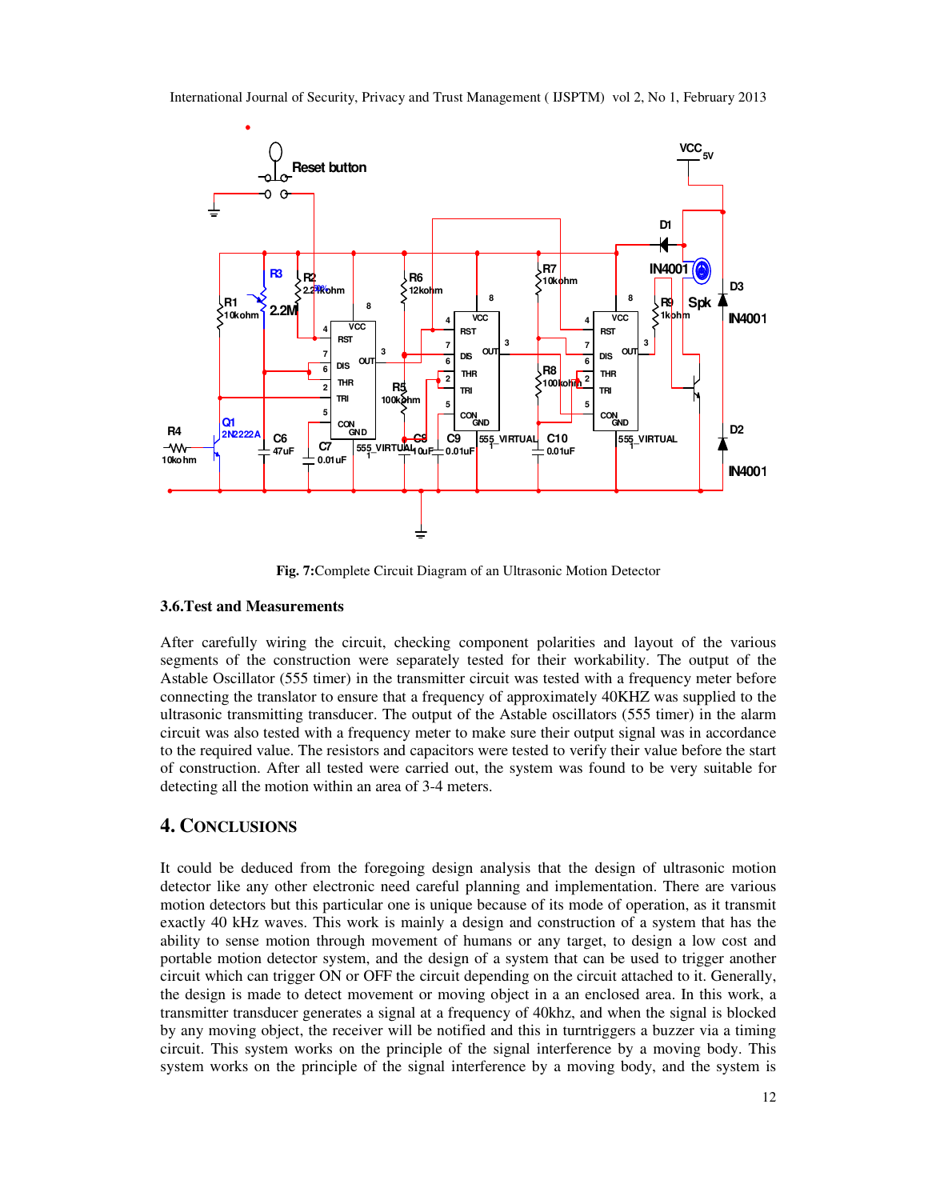**Fig. 7:**Complete Circuit Diagram of an Ultrasonic Motion Detector

### 3.6.Test and Measurements

After carefully wiring the circuit, checking component polarities and layout of the various segments of the construction were separately tested for their workability. The output of the Astable Oscillator (555 timer) in the transmitter circuit was tested with a frequency meter before connecting the translator to ensure that a frequency of approximately 40KHZ was supplied to the ultrasonic transmitting transducer. The output of the Astable oscillators (555 timer) in the alarm circuit was also tested with a frequency meter to make sure their output signal was in accordance to the required value. The resistors and capacitors were tested to verify their value before the start of construction. After all tested were carried out, the system was found to be very suitable for detecting all the motion within an area of 3-4 meters.

## 4. Conclusions

It could be deduced from the foregoing design analysis that the design of ultrasonic motion detector like any other electronic need careful planning and implementation. There are various motion detectors but this particular one is unique because of its mode of operation, as it transmit exactly 40 kHz waves. This work is mainly a design and construction of a system that has the ability to sense motion through movement of humans or any target, to design a low cost and portable motion detector system, and the design of a system that can be used to trigger another circuit which can trigger ON or OFF the circuit depending on the circuit attached to it. Generally, the design is made to detect movement or moving object in a an enclosed area. In this work, a transmitter transducer generates a signal at a frequency of 40khz, and when the signal is blocked by any moving object, the receiver will be notified and this in turntriggers a buzzer via a timing circuit. This system works on the principle of the signal interference by a moving body. This system works on the principle of the signal interference by a moving body, and the system is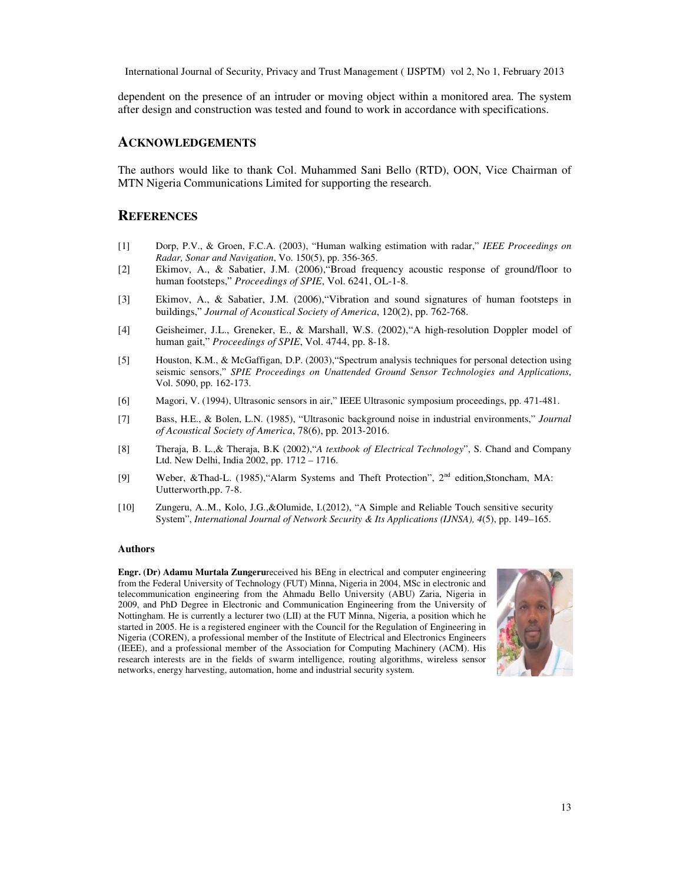dependent on the presence of an intruder or moving object within a monitored area. The system after design and construction was tested and found to work in accordance with specifications.

## ACKNOWLEDGEMENTS

The authors would like to thank Col. Muhammed Sani Bello (RTD), OON, Vice Chairman of MTN Nigeria Communications Limited for supporting the research.

## REFERENCES

[1] Dorp, P.V., & Groen, F.C.A. (2003), "Human walking estimation with radar," *IEEE Proceedings on Radar, Sonar and Navigation*, Vo. 150(5), pp. 356-365.

[2] Ekimov, A., & Sabatier, J.M. (2006),"Broad frequency acoustic response of ground/floor to human footsteps," *Proceedings of SPIE*, Vol. 6241, OL-1-8.

[3] Ekimov, A., & Sabatier, J.M. (2006),"Vibration and sound signatures of human footsteps in buildings," *Journal of Acoustical Society of America*, 120(2), pp. 762-768.

[4] Geisheimer, J.L., Greneker, E., & Marshall, W.S. (2002),"A high-resolution Doppler model of human gait," *Proceedings of SPIE*, Vol. 4744, pp. 8-18.

[5] Houston, K.M., & McGaffigan, D.P. (2003),"Spectrum analysis techniques for personal detection using seismic sensors," *SPIE Proceedings on Unattended Ground Sensor Technologies and Applications*, Vol. 5090, pp. 162-173.

[6] Magori, V. (1994), Ultrasonic sensors in air," IEEE Ultrasonic symposium proceedings, pp. 471-481.

[7] Bass, H.E., & Bolen, L.N. (1985), "Ultrasonic background noise in industrial environments," *Journal of Acoustical Society of America*, 78(6), pp. 2013-2016.

[8] Theraja, B. L.,& Theraja, B.K (2002),"*A textbook of Electrical Technology*", S. Chand and Company Ltd. New Delhi, India 2002, pp. 1712 – 1716.

[9] Weber, &Thad-L. (1985),"Alarm Systems and Theft Protection", 2nd edition,Stoncham, MA: Uutterworth,pp. 7-8.

[10] Zungeru, A..M., Kolo, J.G.,&Olumide, I.(2012), "A Simple and Reliable Touch sensitive security System", *International Journal of Network Security & Its Applications (IJNSA), 4*(5), pp. 149–165.

**Authors**

**Engr. (Dr) Adamu Murtala Zungeru**received his BEng in electrical and computer engineering from the Federal University of Technology (FUT) Minna, Nigeria in 2004, MSc in electronic and telecommunication engineering from the Ahmadu Bello University (ABU) Zaria, Nigeria in 2009, and PhD Degree in Electronic and Communication Engineering from the University of Nottingham. He is currently a lecturer two (LII) at the FUT Minna, Nigeria, a position which he started in 2005. He is a registered engineer with the Council for the Regulation of Engineering in Nigeria (COREN), a professional member of the Institute of Electrical and Electronics Engineers (IEEE), and a professional member of the Association for Computing Machinery (ACM). His research interests are in the fields of swarm intelligence, routing algorithms, wireless sensor networks, energy harvesting, automation, home and industrial security system.